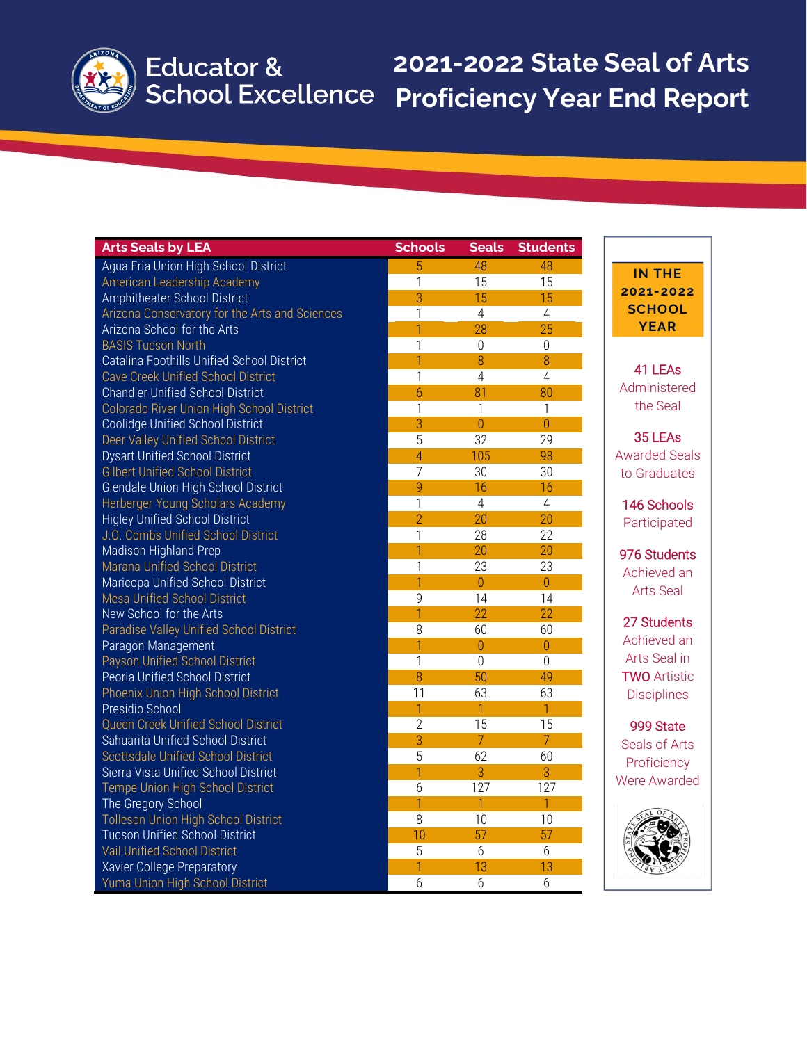# Educator & School Excellence

# 2021-2022 State Seal of Arts Proficiency Year End Report

| Arts Seals by LEA | Schools | Seals | Students |
|---|---|---|---|
| Agua Fria Union High School District | 5 | 48 | 48 |
| American Leadership Academy | 1 | 15 | 15 |
| Amphitheater School District | 3 | 15 | 15 |
| Arizona Conservatory for the Arts and Sciences | 1 | 4 | 4 |
| Arizona School for the Arts | 1 | 28 | 25 |
| BASIS Tucson North | 1 | 0 | 0 |
| Catalina Foothills Unified School District | 1 | 8 | 8 |
| Cave Creek Unified School District | 1 | 4 | 4 |
| Chandler Unified School District | 6 | 81 | 80 |
| Colorado River Union High School District | 1 | 1 | 1 |
| Coolidge Unified School District | 3 | 0 | 0 |
| Deer Valley Unified School District | 5 | 32 | 29 |
| Dysart Unified School District | 4 | 105 | 98 |
| Gilbert Unified School District | 7 | 30 | 30 |
| Glendale Union High School District | 9 | 16 | 16 |
| Herberger Young Scholars Academy | 1 | 4 | 4 |
| Higley Unified School District | 2 | 20 | 20 |
| J.O. Combs Unified School District | 1 | 28 | 22 |
| Madison Highland Prep | 1 | 20 | 20 |
| Marana Unified School District | 1 | 23 | 23 |
| Maricopa Unified School District | 1 | 0 | 0 |
| Mesa Unified School District | 9 | 14 | 14 |
| New School for the Arts | 1 | 22 | 22 |
| Paradise Valley Unified School District | 8 | 60 | 60 |
| Paragon Management | 1 | 0 | 0 |
| Payson Unified School District | 1 | 0 | 0 |
| Peoria Unified School District | 8 | 50 | 49 |
| Phoenix Union High School District | 11 | 63 | 63 |
| Presidio School | 1 | 1 | 1 |
| Queen Creek Unified School District | 2 | 15 | 15 |
| Sahuarita Unified School District | 3 | 7 | 7 |
| Scottsdale Unified School District | 5 | 62 | 60 |
| Sierra Vista Unified School District | 1 | 3 | 3 |
| Tempe Union High School District | 6 | 127 | 127 |
| The Gregory School | 1 | 1 | 1 |
| Tolleson Union High School District | 8 | 10 | 10 |
| Tucson Unified School District | 10 | 57 | 57 |
| Vail Unified School District | 5 | 6 | 6 |
| Xavier College Preparatory | 1 | 13 | 13 |
| Yuma Union High School District | 6 | 6 | 6 |

## IN THE 2021-2022 SCHOOL YEAR

**41 LEAs** Administered the Seal

**35 LEAs** Awarded Seals to Graduates

**146 Schools** Participated

**976 Students** Achieved an Arts Seal

**27 Students** Achieved an Arts Seal in TWO Artistic Disciplines

**999 State** Seals of Arts Proficiency Were Awarded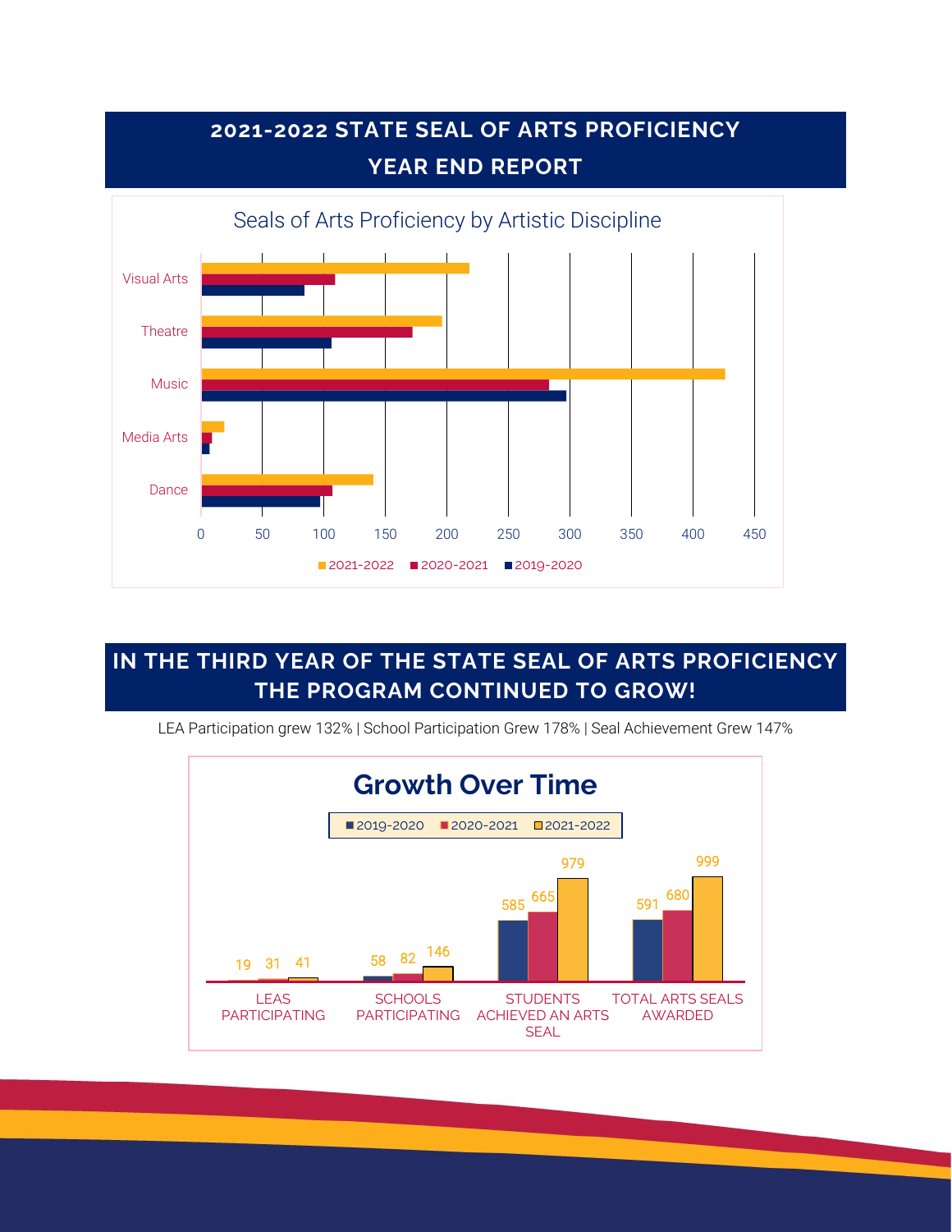# 2021-2022 STATE SEAL OF ARTS PROFICIENCY YEAR END REPORT

Seals of Arts Proficiency by Artistic Discipline

Visual Arts

Theatre

Music

Media Arts

Dance

0 50 100 150 200 250 300 350 400 450

2021-2022 2020-2021 2019-2020

## IN THE THIRD YEAR OF THE STATE SEAL OF ARTS PROFICIENCY THE PROGRAM CONTINUED TO GROW!

LEA Participation grew 132% | School Participation Grew 178% | Seal Achievement Grew 147%

Growth Over Time

2019-2020 2020-2021 2021-2022

LEAS PARTICIPATING: 19 31 41

SCHOOLS PARTICIPATING: 58 82 146

STUDENTS ACHIEVED AN ARTS SEAL: 585 665 979

TOTAL ARTS SEALS AWARDED: 591 680 999